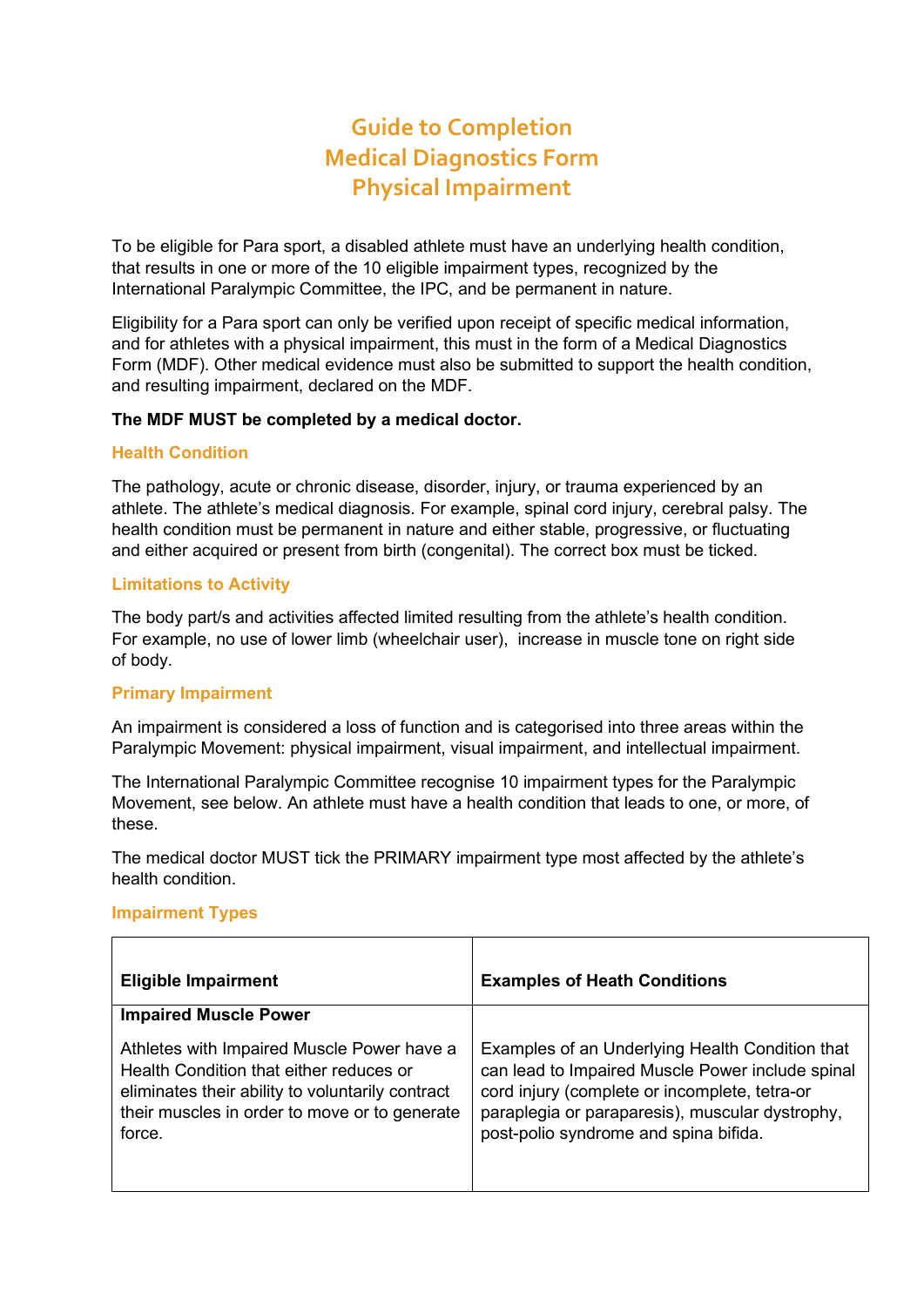# Guide to Completion
# Medical Diagnostics Form
# Physical Impairment

To be eligible for Para sport, a disabled athlete must have an underlying health condition, that results in one or more of the 10 eligible impairment types, recognized by the International Paralympic Committee, the IPC, and be permanent in nature.

Eligibility for a Para sport can only be verified upon receipt of specific medical information, and for athletes with a physical impairment, this must in the form of a Medical Diagnostics Form (MDF). Other medical evidence must also be submitted to support the health condition, and resulting impairment, declared on the MDF.

**The MDF MUST be completed by a medical doctor.**

### Health Condition

The pathology, acute or chronic disease, disorder, injury, or trauma experienced by an athlete. The athlete's medical diagnosis. For example, spinal cord injury, cerebral palsy. The health condition must be permanent in nature and either stable, progressive, or fluctuating and either acquired or present from birth (congenital). The correct box must be ticked.

### Limitations to Activity

The body part/s and activities affected limited resulting from the athlete's health condition. For example, no use of lower limb (wheelchair user), increase in muscle tone on right side of body.

### Primary Impairment

An impairment is considered a loss of function and is categorised into three areas within the Paralympic Movement: physical impairment, visual impairment, and intellectual impairment.

The International Paralympic Committee recognise 10 impairment types for the Paralympic Movement, see below. An athlete must have a health condition that leads to one, or more, of these.

The medical doctor MUST tick the PRIMARY impairment type most affected by the athlete's health condition.

### Impairment Types

| Eligible Impairment | Examples of Heath Conditions |
|---|---|
| **Impaired Muscle Power**<br><br>Athletes with Impaired Muscle Power have a Health Condition that either reduces or eliminates their ability to voluntarily contract their muscles in order to move or to generate force. | Examples of an Underlying Health Condition that can lead to Impaired Muscle Power include spinal cord injury (complete or incomplete, tetra-or paraplegia or paraparesis), muscular dystrophy, post-polio syndrome and spina bifida. |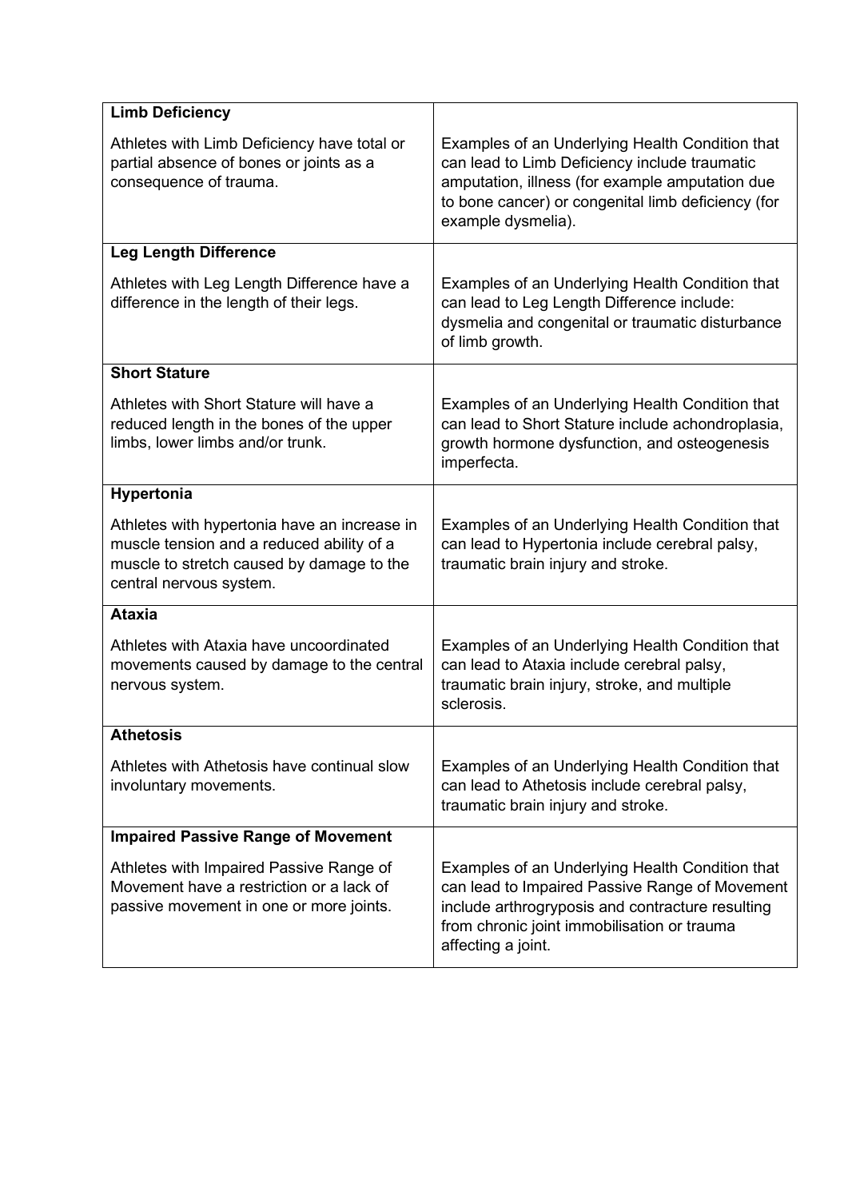| **Limb Deficiency** | |
|---|---|
| Athletes with Limb Deficiency have total or partial absence of bones or joints as a consequence of trauma. | Examples of an Underlying Health Condition that can lead to Limb Deficiency include traumatic amputation, illness (for example amputation due to bone cancer) or congenital limb deficiency (for example dysmelia). |
| **Leg Length Difference** | |
| Athletes with Leg Length Difference have a difference in the length of their legs. | Examples of an Underlying Health Condition that can lead to Leg Length Difference include: dysmelia and congenital or traumatic disturbance of limb growth. |
| **Short Stature** | |
| Athletes with Short Stature will have a reduced length in the bones of the upper limbs, lower limbs and/or trunk. | Examples of an Underlying Health Condition that can lead to Short Stature include achondroplasia, growth hormone dysfunction, and osteogenesis imperfecta. |
| **Hypertonia** | |
| Athletes with hypertonia have an increase in muscle tension and a reduced ability of a muscle to stretch caused by damage to the central nervous system. | Examples of an Underlying Health Condition that can lead to Hypertonia include cerebral palsy, traumatic brain injury and stroke. |
| **Ataxia** | |
| Athletes with Ataxia have uncoordinated movements caused by damage to the central nervous system. | Examples of an Underlying Health Condition that can lead to Ataxia include cerebral palsy, traumatic brain injury, stroke, and multiple sclerosis. |
| **Athetosis** | |
| Athletes with Athetosis have continual slow involuntary movements. | Examples of an Underlying Health Condition that can lead to Athetosis include cerebral palsy, traumatic brain injury and stroke. |
| **Impaired Passive Range of Movement** | |
| Athletes with Impaired Passive Range of Movement have a restriction or a lack of passive movement in one or more joints. | Examples of an Underlying Health Condition that can lead to Impaired Passive Range of Movement include arthrogryposis and contracture resulting from chronic joint immobilisation or trauma affecting a joint. |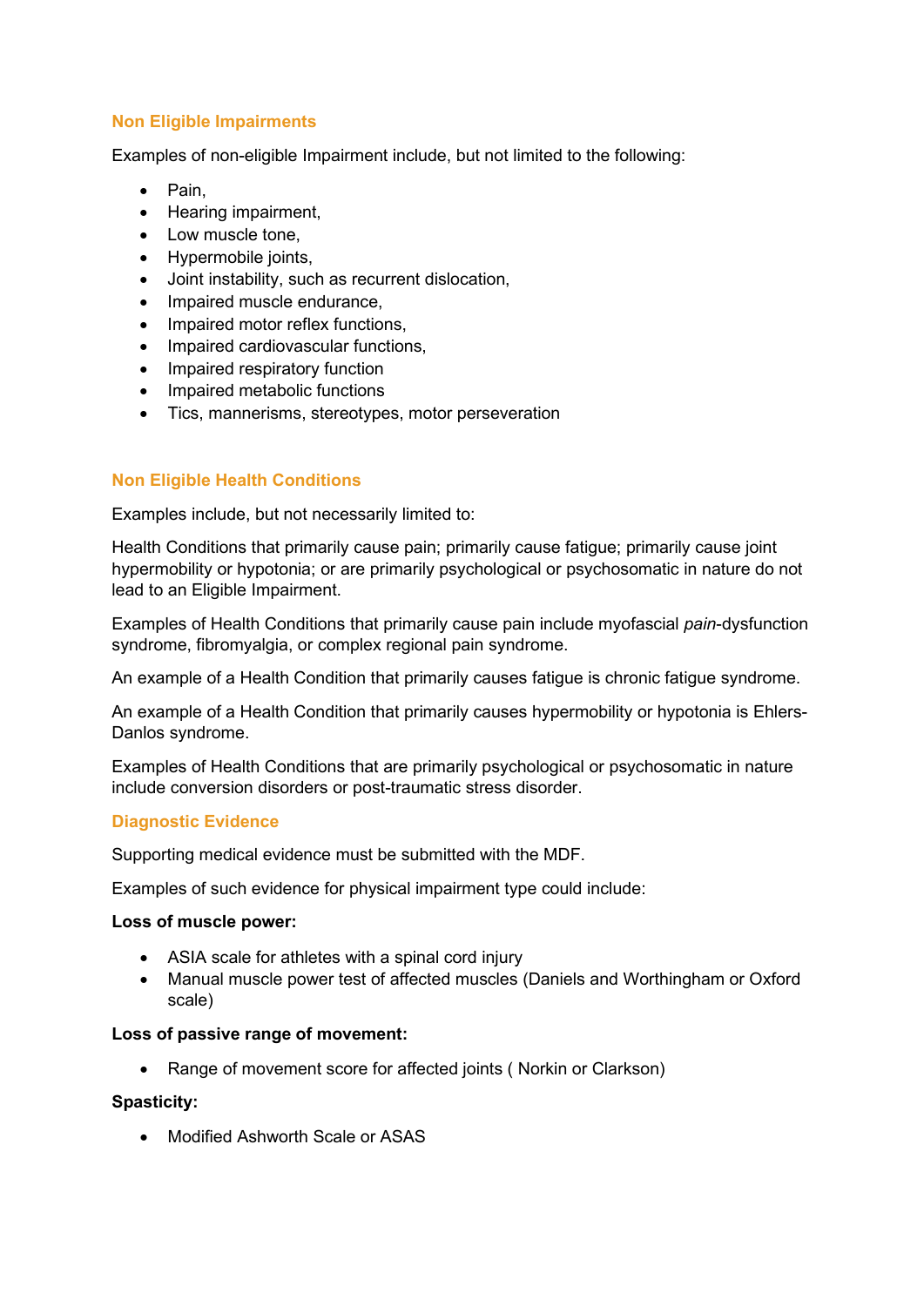## Non Eligible Impairments

Examples of non-eligible Impairment include, but not limited to the following:

- Pain,
- Hearing impairment,
- Low muscle tone,
- Hypermobile joints,
- Joint instability, such as recurrent dislocation,
- Impaired muscle endurance,
- Impaired motor reflex functions,
- Impaired cardiovascular functions,
- Impaired respiratory function
- Impaired metabolic functions
- Tics, mannerisms, stereotypes, motor perseveration

## Non Eligible Health Conditions

Examples include, but not necessarily limited to:

Health Conditions that primarily cause pain; primarily cause fatigue; primarily cause joint hypermobility or hypotonia; or are primarily psychological or psychosomatic in nature do not lead to an Eligible Impairment.

Examples of Health Conditions that primarily cause pain include myofascial *pain*-dysfunction syndrome, fibromyalgia, or complex regional pain syndrome.

An example of a Health Condition that primarily causes fatigue is chronic fatigue syndrome.

An example of a Health Condition that primarily causes hypermobility or hypotonia is Ehlers-Danlos syndrome.

Examples of Health Conditions that are primarily psychological or psychosomatic in nature include conversion disorders or post-traumatic stress disorder.

## Diagnostic Evidence

Supporting medical evidence must be submitted with the MDF.

Examples of such evidence for physical impairment type could include:

**Loss of muscle power:**

- ASIA scale for athletes with a spinal cord injury
- Manual muscle power test of affected muscles (Daniels and Worthingham or Oxford scale)

**Loss of passive range of movement:**

- Range of movement score for affected joints ( Norkin or Clarkson)

**Spasticity:**

- Modified Ashworth Scale or ASAS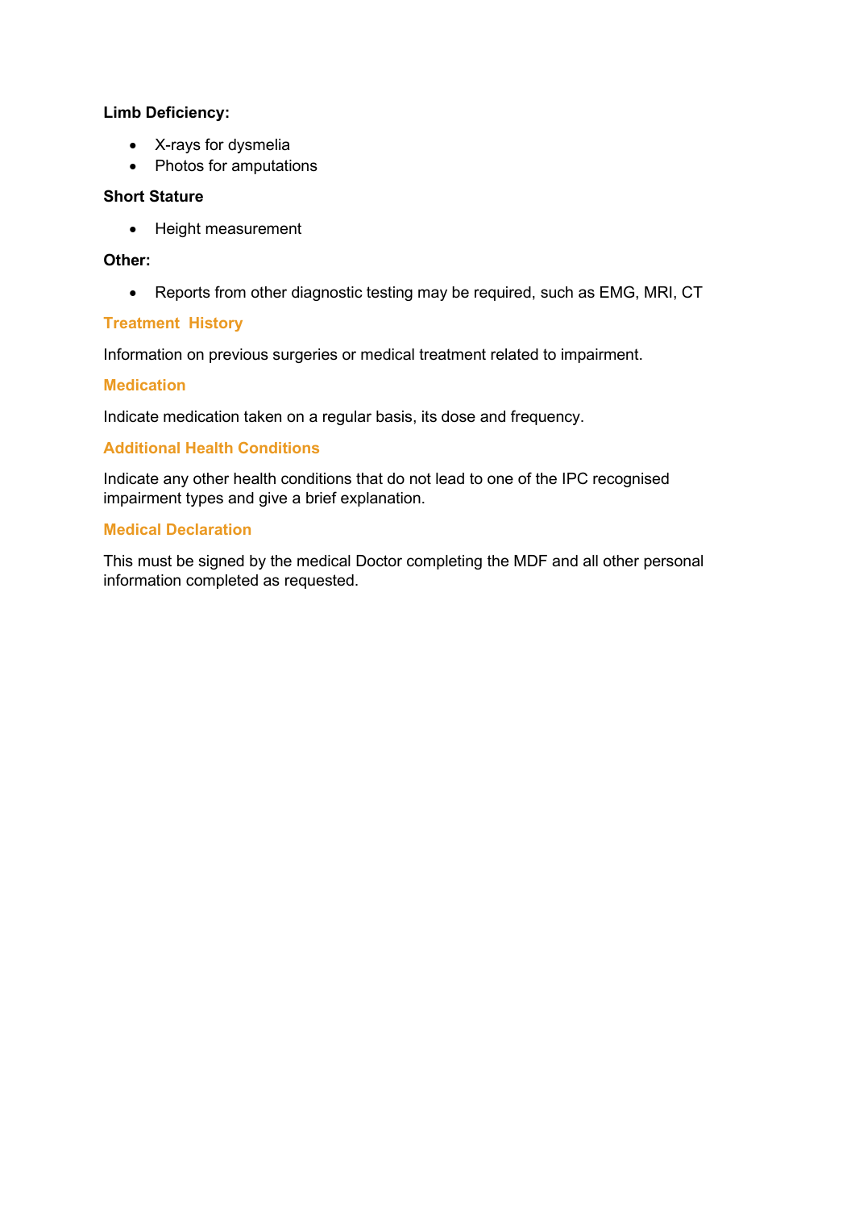**Limb Deficiency:**

- X-rays for dysmelia
- Photos for amputations

**Short Stature**

- Height measurement

**Other:**

- Reports from other diagnostic testing may be required, such as EMG, MRI, CT

## Treatment History

Information on previous surgeries or medical treatment related to impairment.

## Medication

Indicate medication taken on a regular basis, its dose and frequency.

## Additional Health Conditions

Indicate any other health conditions that do not lead to one of the IPC recognised impairment types and give a brief explanation.

## Medical Declaration

This must be signed by the medical Doctor completing the MDF and all other personal information completed as requested.